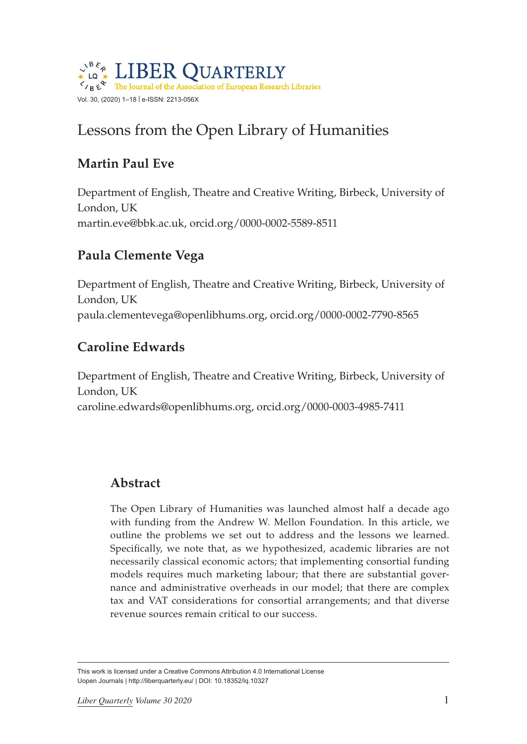# Lessons from the Open Library of Humanities

## Martin Paul Eve

Department of English, Theatre and Creative Writing, Birbeck, University of London, UK
martin.eve@bbk.ac.uk, orcid.org/0000-0002-5589-8511

## Paula Clemente Vega

Department of English, Theatre and Creative Writing, Birbeck, University of London, UK
paula.clementevega@openlibhums.org, orcid.org/0000-0002-7790-8565

## Caroline Edwards

Department of English, Theatre and Creative Writing, Birbeck, University of London, UK
caroline.edwards@openlibhums.org, orcid.org/0000-0003-4985-7411

## Abstract

The Open Library of Humanities was launched almost half a decade ago with funding from the Andrew W. Mellon Foundation. In this article, we outline the problems we set out to address and the lessons we learned. Specifically, we note that, as we hypothesized, academic libraries are not necessarily classical economic actors; that implementing consortial funding models requires much marketing labour; that there are substantial governance and administrative overheads in our model; that there are complex tax and VAT considerations for consortial arrangements; and that diverse revenue sources remain critical to our success.

This work is licensed under a Creative Commons Attribution 4.0 International License
Uopen Journals | http://liberquarterly.eu/ | DOI: 10.18352/lq.10327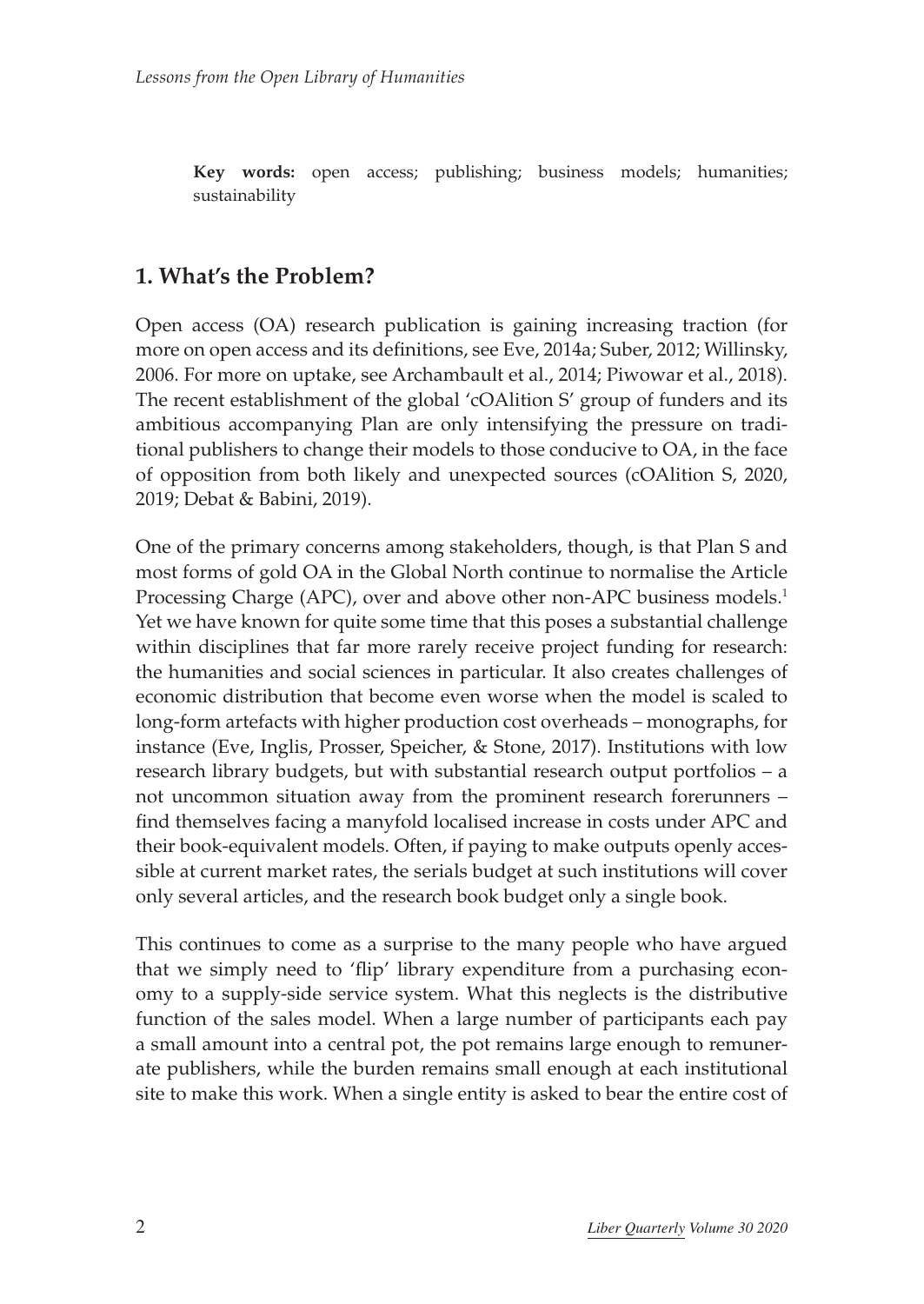**Key words:** open access; publishing; business models; humanities; sustainability

## 1. What's the Problem?

Open access (OA) research publication is gaining increasing traction (for more on open access and its definitions, see Eve, 2014a; Suber, 2012; Willinsky, 2006. For more on uptake, see Archambault et al., 2014; Piwowar et al., 2018). The recent establishment of the global 'cOAlition S' group of funders and its ambitious accompanying Plan are only intensifying the pressure on traditional publishers to change their models to those conducive to OA, in the face of opposition from both likely and unexpected sources (cOAlition S, 2020, 2019; Debat & Babini, 2019).

One of the primary concerns among stakeholders, though, is that Plan S and most forms of gold OA in the Global North continue to normalise the Article Processing Charge (APC), over and above other non-APC business models.[1] Yet we have known for quite some time that this poses a substantial challenge within disciplines that far more rarely receive project funding for research: the humanities and social sciences in particular. It also creates challenges of economic distribution that become even worse when the model is scaled to long-form artefacts with higher production cost overheads – monographs, for instance (Eve, Inglis, Prosser, Speicher, & Stone, 2017). Institutions with low research library budgets, but with substantial research output portfolios – a not uncommon situation away from the prominent research forerunners – find themselves facing a manyfold localised increase in costs under APC and their book-equivalent models. Often, if paying to make outputs openly accessible at current market rates, the serials budget at such institutions will cover only several articles, and the research book budget only a single book.

This continues to come as a surprise to the many people who have argued that we simply need to 'flip' library expenditure from a purchasing economy to a supply-side service system. What this neglects is the distributive function of the sales model. When a large number of participants each pay a small amount into a central pot, the pot remains large enough to remunerate publishers, while the burden remains small enough at each institutional site to make this work. When a single entity is asked to bear the entire cost of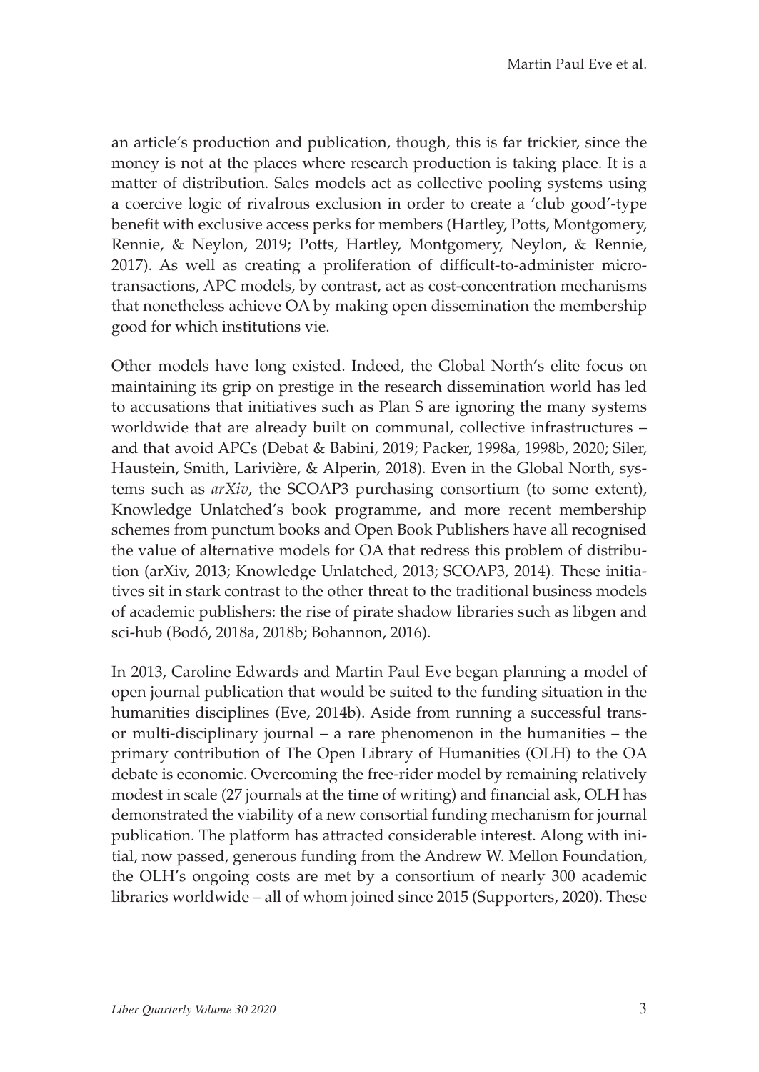an article's production and publication, though, this is far trickier, since the money is not at the places where research production is taking place. It is a matter of distribution. Sales models act as collective pooling systems using a coercive logic of rivalrous exclusion in order to create a 'club good'-type benefit with exclusive access perks for members (Hartley, Potts, Montgomery, Rennie, & Neylon, 2019; Potts, Hartley, Montgomery, Neylon, & Rennie, 2017). As well as creating a proliferation of difficult-to-administer micro-transactions, APC models, by contrast, act as cost-concentration mechanisms that nonetheless achieve OA by making open dissemination the membership good for which institutions vie.

Other models have long existed. Indeed, the Global North's elite focus on maintaining its grip on prestige in the research dissemination world has led to accusations that initiatives such as Plan S are ignoring the many systems worldwide that are already built on communal, collective infrastructures – and that avoid APCs (Debat & Babini, 2019; Packer, 1998a, 1998b, 2020; Siler, Haustein, Smith, Larivière, & Alperin, 2018). Even in the Global North, systems such as *arXiv*, the SCOAP3 purchasing consortium (to some extent), Knowledge Unlatched's book programme, and more recent membership schemes from punctum books and Open Book Publishers have all recognised the value of alternative models for OA that redress this problem of distribution (arXiv, 2013; Knowledge Unlatched, 2013; SCOAP3, 2014). These initiatives sit in stark contrast to the other threat to the traditional business models of academic publishers: the rise of pirate shadow libraries such as libgen and sci-hub (Bodó, 2018a, 2018b; Bohannon, 2016).

In 2013, Caroline Edwards and Martin Paul Eve began planning a model of open journal publication that would be suited to the funding situation in the humanities disciplines (Eve, 2014b). Aside from running a successful trans- or multi-disciplinary journal – a rare phenomenon in the humanities – the primary contribution of The Open Library of Humanities (OLH) to the OA debate is economic. Overcoming the free-rider model by remaining relatively modest in scale (27 journals at the time of writing) and financial ask, OLH has demonstrated the viability of a new consortial funding mechanism for journal publication. The platform has attracted considerable interest. Along with initial, now passed, generous funding from the Andrew W. Mellon Foundation, the OLH's ongoing costs are met by a consortium of nearly 300 academic libraries worldwide – all of whom joined since 2015 (Supporters, 2020). These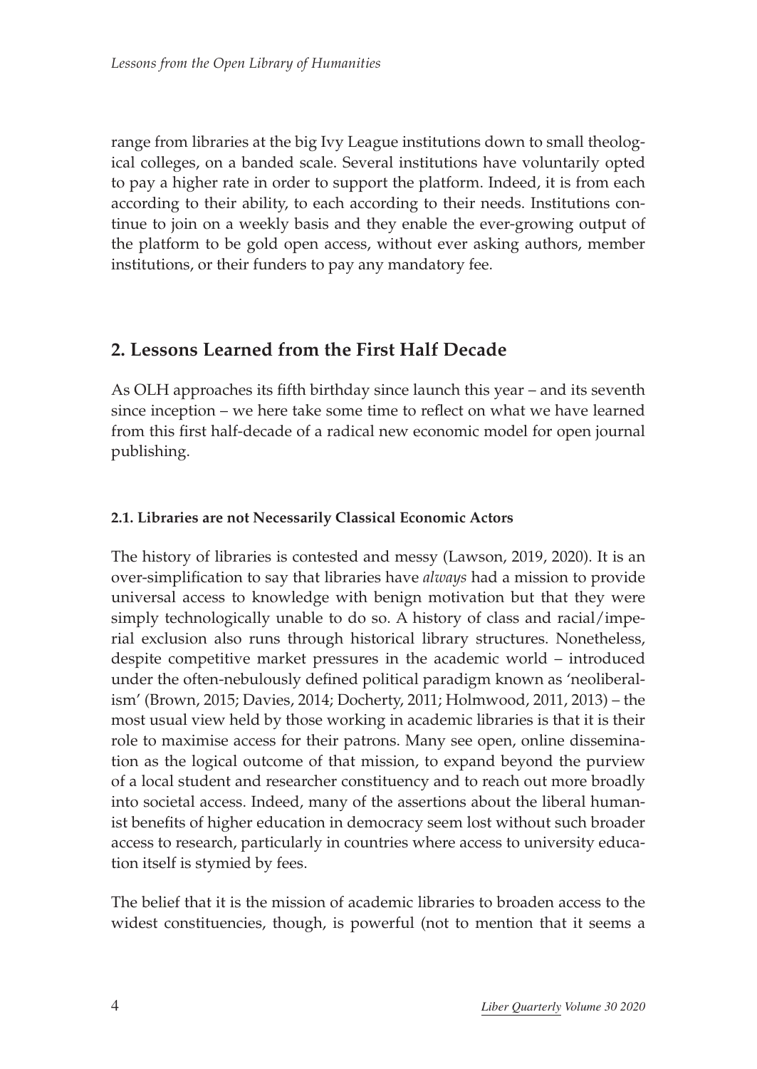range from libraries at the big Ivy League institutions down to small theological colleges, on a banded scale. Several institutions have voluntarily opted to pay a higher rate in order to support the platform. Indeed, it is from each according to their ability, to each according to their needs. Institutions continue to join on a weekly basis and they enable the ever-growing output of the platform to be gold open access, without ever asking authors, member institutions, or their funders to pay any mandatory fee.

## 2. Lessons Learned from the First Half Decade

As OLH approaches its fifth birthday since launch this year – and its seventh since inception – we here take some time to reflect on what we have learned from this first half-decade of a radical new economic model for open journal publishing.

### 2.1. Libraries are not Necessarily Classical Economic Actors

The history of libraries is contested and messy (Lawson, 2019, 2020). It is an over-simplification to say that libraries have *always* had a mission to provide universal access to knowledge with benign motivation but that they were simply technologically unable to do so. A history of class and racial/imperial exclusion also runs through historical library structures. Nonetheless, despite competitive market pressures in the academic world – introduced under the often-nebulously defined political paradigm known as 'neoliberalism' (Brown, 2015; Davies, 2014; Docherty, 2011; Holmwood, 2011, 2013) – the most usual view held by those working in academic libraries is that it is their role to maximise access for their patrons. Many see open, online dissemination as the logical outcome of that mission, to expand beyond the purview of a local student and researcher constituency and to reach out more broadly into societal access. Indeed, many of the assertions about the liberal humanist benefits of higher education in democracy seem lost without such broader access to research, particularly in countries where access to university education itself is stymied by fees.

The belief that it is the mission of academic libraries to broaden access to the widest constituencies, though, is powerful (not to mention that it seems a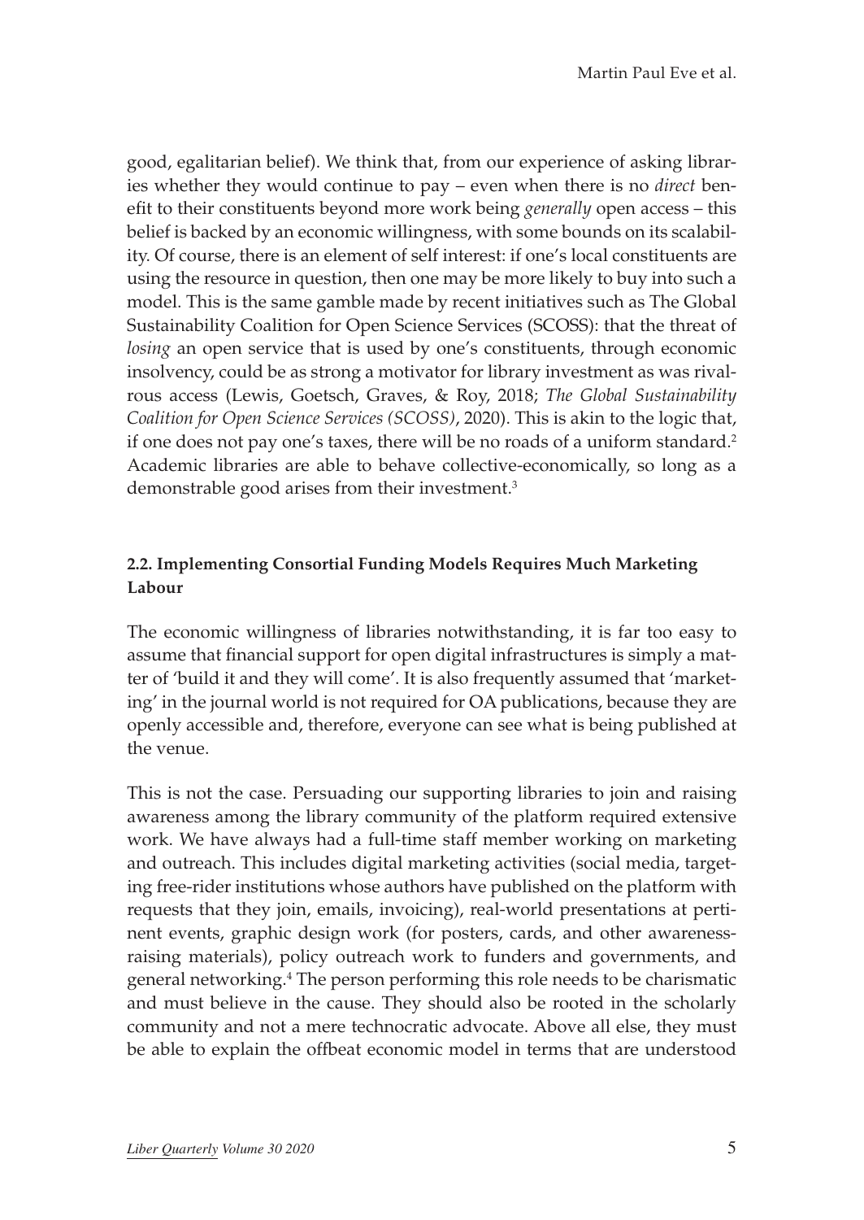good, egalitarian belief). We think that, from our experience of asking libraries whether they would continue to pay – even when there is no *direct* benefit to their constituents beyond more work being *generally* open access – this belief is backed by an economic willingness, with some bounds on its scalability. Of course, there is an element of self interest: if one's local constituents are using the resource in question, then one may be more likely to buy into such a model. This is the same gamble made by recent initiatives such as The Global Sustainability Coalition for Open Science Services (SCOSS): that the threat of *losing* an open service that is used by one's constituents, through economic insolvency, could be as strong a motivator for library investment as was rivalrous access (Lewis, Goetsch, Graves, & Roy, 2018; *The Global Sustainability Coalition for Open Science Services (SCOSS)*, 2020). This is akin to the logic that, if one does not pay one's taxes, there will be no roads of a uniform standard.[2] Academic libraries are able to behave collective-economically, so long as a demonstrable good arises from their investment.[3]

### 2.2. Implementing Consortial Funding Models Requires Much Marketing Labour

The economic willingness of libraries notwithstanding, it is far too easy to assume that financial support for open digital infrastructures is simply a matter of 'build it and they will come'. It is also frequently assumed that 'marketing' in the journal world is not required for OA publications, because they are openly accessible and, therefore, everyone can see what is being published at the venue.

This is not the case. Persuading our supporting libraries to join and raising awareness among the library community of the platform required extensive work. We have always had a full-time staff member working on marketing and outreach. This includes digital marketing activities (social media, targeting free-rider institutions whose authors have published on the platform with requests that they join, emails, invoicing), real-world presentations at pertinent events, graphic design work (for posters, cards, and other awareness-raising materials), policy outreach work to funders and governments, and general networking.[4] The person performing this role needs to be charismatic and must believe in the cause. They should also be rooted in the scholarly community and not a mere technocratic advocate. Above all else, they must be able to explain the offbeat economic model in terms that are understood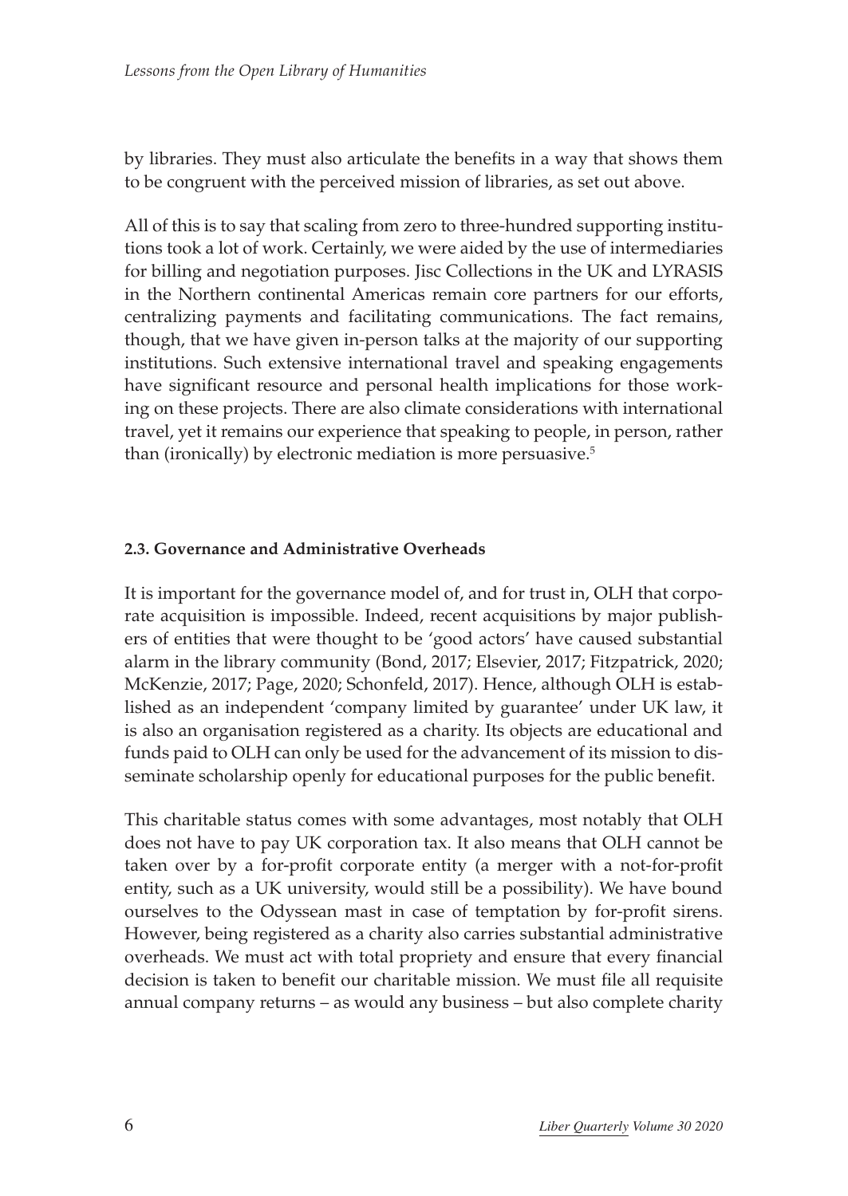by libraries. They must also articulate the benefits in a way that shows them to be congruent with the perceived mission of libraries, as set out above.

All of this is to say that scaling from zero to three-hundred supporting institutions took a lot of work. Certainly, we were aided by the use of intermediaries for billing and negotiation purposes. Jisc Collections in the UK and LYRASIS in the Northern continental Americas remain core partners for our efforts, centralizing payments and facilitating communications. The fact remains, though, that we have given in-person talks at the majority of our supporting institutions. Such extensive international travel and speaking engagements have significant resource and personal health implications for those working on these projects. There are also climate considerations with international travel, yet it remains our experience that speaking to people, in person, rather than (ironically) by electronic mediation is more persuasive.[5]

### 2.3. Governance and Administrative Overheads

It is important for the governance model of, and for trust in, OLH that corporate acquisition is impossible. Indeed, recent acquisitions by major publishers of entities that were thought to be 'good actors' have caused substantial alarm in the library community (Bond, 2017; Elsevier, 2017; Fitzpatrick, 2020; McKenzie, 2017; Page, 2020; Schonfeld, 2017). Hence, although OLH is established as an independent 'company limited by guarantee' under UK law, it is also an organisation registered as a charity. Its objects are educational and funds paid to OLH can only be used for the advancement of its mission to disseminate scholarship openly for educational purposes for the public benefit.

This charitable status comes with some advantages, most notably that OLH does not have to pay UK corporation tax. It also means that OLH cannot be taken over by a for-profit corporate entity (a merger with a not-for-profit entity, such as a UK university, would still be a possibility). We have bound ourselves to the Odyssean mast in case of temptation by for-profit sirens. However, being registered as a charity also carries substantial administrative overheads. We must act with total propriety and ensure that every financial decision is taken to benefit our charitable mission. We must file all requisite annual company returns – as would any business – but also complete charity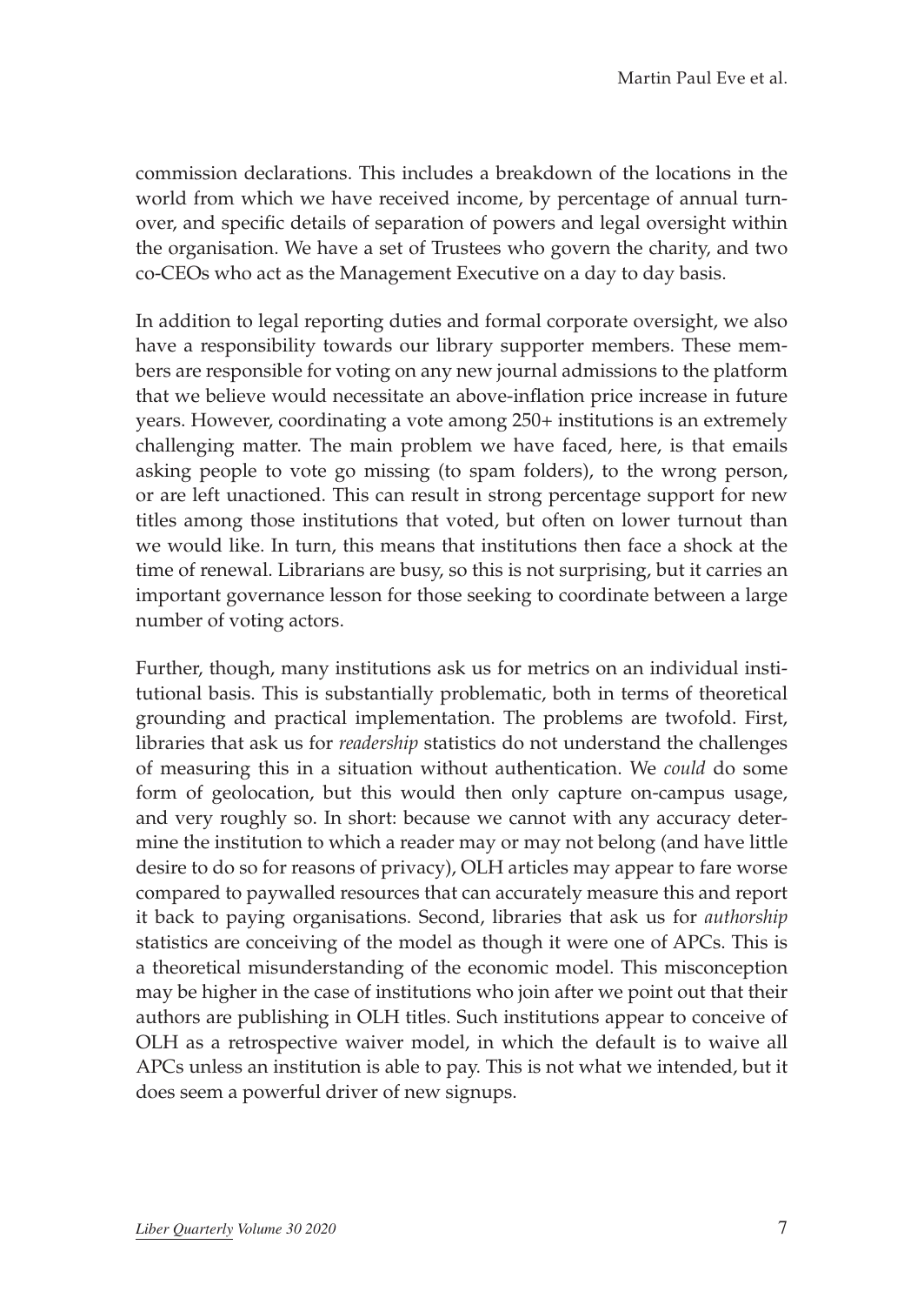commission declarations. This includes a breakdown of the locations in the world from which we have received income, by percentage of annual turnover, and specific details of separation of powers and legal oversight within the organisation. We have a set of Trustees who govern the charity, and two co-CEOs who act as the Management Executive on a day to day basis.

In addition to legal reporting duties and formal corporate oversight, we also have a responsibility towards our library supporter members. These members are responsible for voting on any new journal admissions to the platform that we believe would necessitate an above-inflation price increase in future years. However, coordinating a vote among 250+ institutions is an extremely challenging matter. The main problem we have faced, here, is that emails asking people to vote go missing (to spam folders), to the wrong person, or are left unactioned. This can result in strong percentage support for new titles among those institutions that voted, but often on lower turnout than we would like. In turn, this means that institutions then face a shock at the time of renewal. Librarians are busy, so this is not surprising, but it carries an important governance lesson for those seeking to coordinate between a large number of voting actors.

Further, though, many institutions ask us for metrics on an individual institutional basis. This is substantially problematic, both in terms of theoretical grounding and practical implementation. The problems are twofold. First, libraries that ask us for *readership* statistics do not understand the challenges of measuring this in a situation without authentication. We *could* do some form of geolocation, but this would then only capture on-campus usage, and very roughly so. In short: because we cannot with any accuracy determine the institution to which a reader may or may not belong (and have little desire to do so for reasons of privacy), OLH articles may appear to fare worse compared to paywalled resources that can accurately measure this and report it back to paying organisations. Second, libraries that ask us for *authorship* statistics are conceiving of the model as though it were one of APCs. This is a theoretical misunderstanding of the economic model. This misconception may be higher in the case of institutions who join after we point out that their authors are publishing in OLH titles. Such institutions appear to conceive of OLH as a retrospective waiver model, in which the default is to waive all APCs unless an institution is able to pay. This is not what we intended, but it does seem a powerful driver of new signups.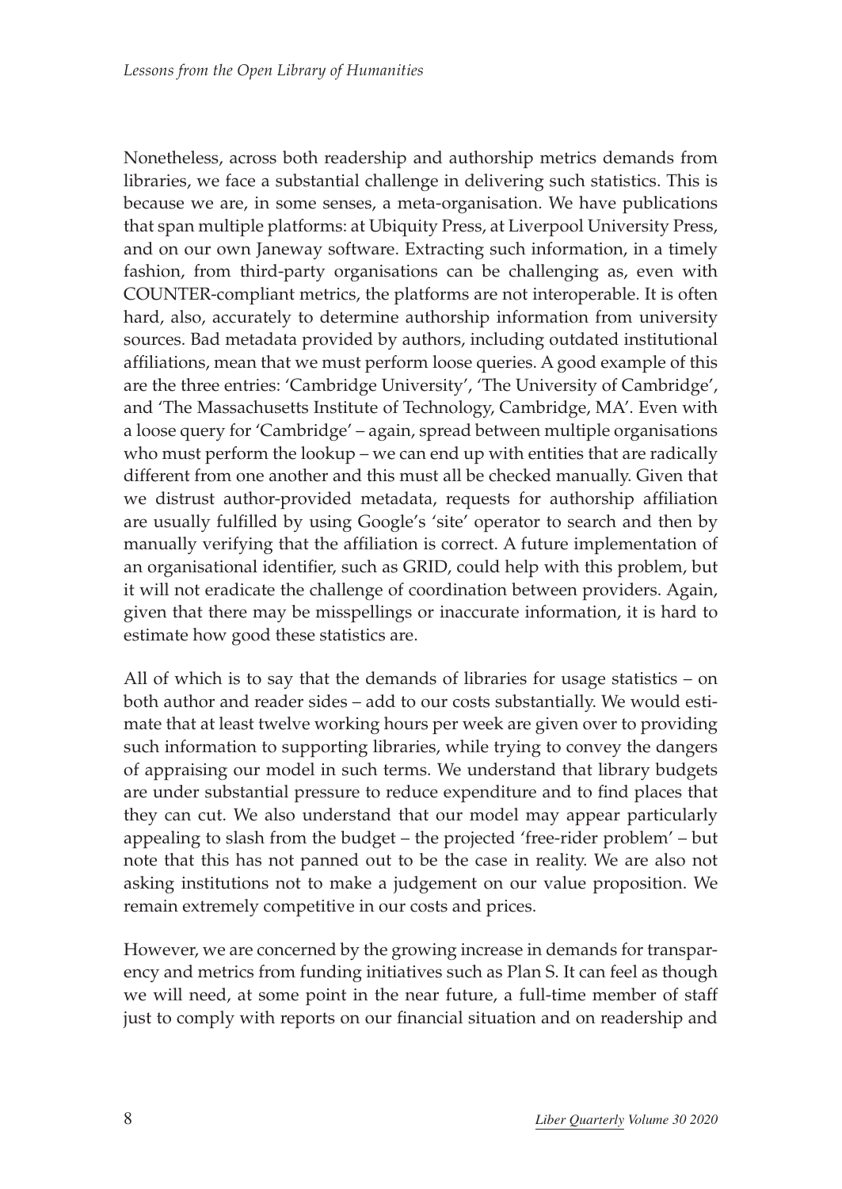Nonetheless, across both readership and authorship metrics demands from libraries, we face a substantial challenge in delivering such statistics. This is because we are, in some senses, a meta-organisation. We have publications that span multiple platforms: at Ubiquity Press, at Liverpool University Press, and on our own Janeway software. Extracting such information, in a timely fashion, from third-party organisations can be challenging as, even with COUNTER-compliant metrics, the platforms are not interoperable. It is often hard, also, accurately to determine authorship information from university sources. Bad metadata provided by authors, including outdated institutional affiliations, mean that we must perform loose queries. A good example of this are the three entries: 'Cambridge University', 'The University of Cambridge', and 'The Massachusetts Institute of Technology, Cambridge, MA'. Even with a loose query for 'Cambridge' – again, spread between multiple organisations who must perform the lookup – we can end up with entities that are radically different from one another and this must all be checked manually. Given that we distrust author-provided metadata, requests for authorship affiliation are usually fulfilled by using Google's 'site' operator to search and then by manually verifying that the affiliation is correct. A future implementation of an organisational identifier, such as GRID, could help with this problem, but it will not eradicate the challenge of coordination between providers. Again, given that there may be misspellings or inaccurate information, it is hard to estimate how good these statistics are.

All of which is to say that the demands of libraries for usage statistics – on both author and reader sides – add to our costs substantially. We would estimate that at least twelve working hours per week are given over to providing such information to supporting libraries, while trying to convey the dangers of appraising our model in such terms. We understand that library budgets are under substantial pressure to reduce expenditure and to find places that they can cut. We also understand that our model may appear particularly appealing to slash from the budget – the projected 'free-rider problem' – but note that this has not panned out to be the case in reality. We are also not asking institutions not to make a judgement on our value proposition. We remain extremely competitive in our costs and prices.

However, we are concerned by the growing increase in demands for transparency and metrics from funding initiatives such as Plan S. It can feel as though we will need, at some point in the near future, a full-time member of staff just to comply with reports on our financial situation and on readership and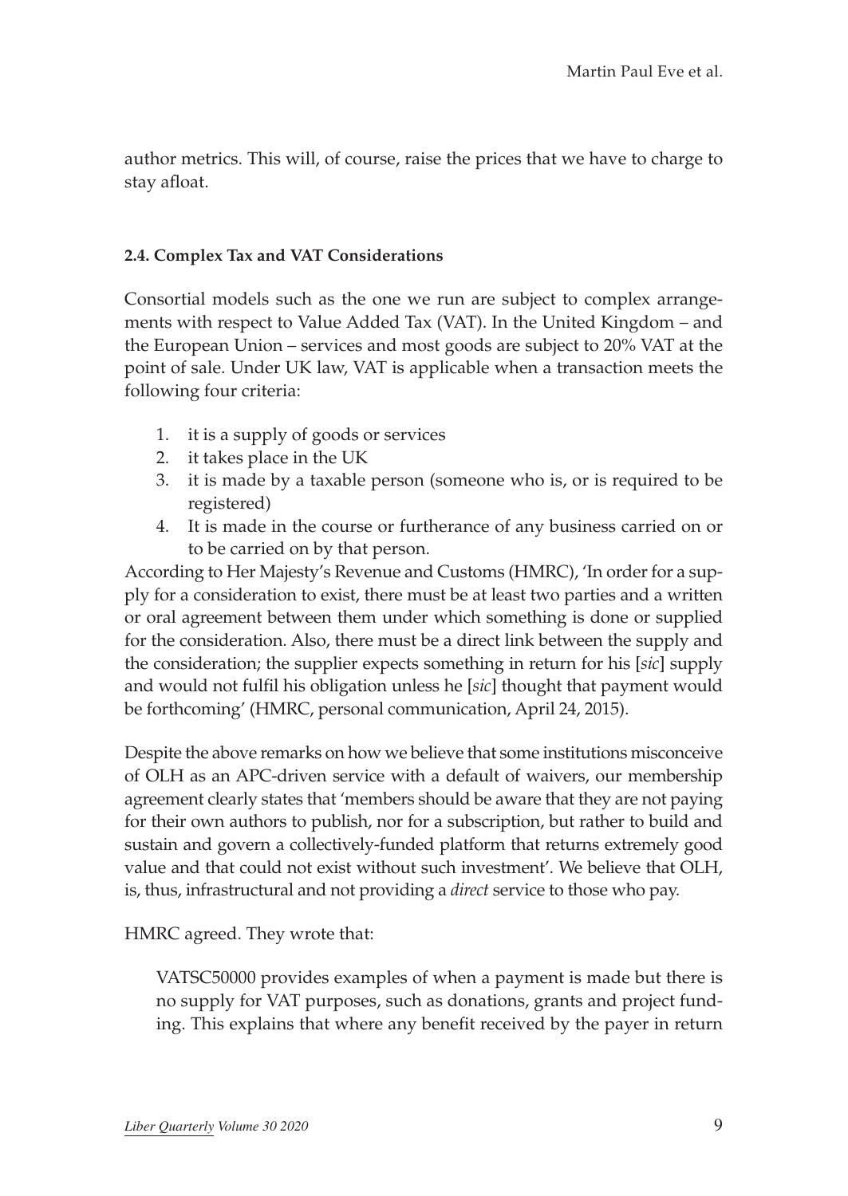author metrics. This will, of course, raise the prices that we have to charge to stay afloat.

### 2.4. Complex Tax and VAT Considerations

Consortial models such as the one we run are subject to complex arrangements with respect to Value Added Tax (VAT). In the United Kingdom – and the European Union – services and most goods are subject to 20% VAT at the point of sale. Under UK law, VAT is applicable when a transaction meets the following four criteria:

1. it is a supply of goods or services
2. it takes place in the UK
3. it is made by a taxable person (someone who is, or is required to be registered)
4. It is made in the course or furtherance of any business carried on or to be carried on by that person.

According to Her Majesty's Revenue and Customs (HMRC), 'In order for a supply for a consideration to exist, there must be at least two parties and a written or oral agreement between them under which something is done or supplied for the consideration. Also, there must be a direct link between the supply and the consideration; the supplier expects something in return for his [*sic*] supply and would not fulfil his obligation unless he [*sic*] thought that payment would be forthcoming' (HMRC, personal communication, April 24, 2015).

Despite the above remarks on how we believe that some institutions misconceive of OLH as an APC-driven service with a default of waivers, our membership agreement clearly states that 'members should be aware that they are not paying for their own authors to publish, nor for a subscription, but rather to build and sustain and govern a collectively-funded platform that returns extremely good value and that could not exist without such investment'. We believe that OLH, is, thus, infrastructural and not providing a *direct* service to those who pay.

HMRC agreed. They wrote that:

> VATSC50000 provides examples of when a payment is made but there is no supply for VAT purposes, such as donations, grants and project funding. This explains that where any benefit received by the payer in return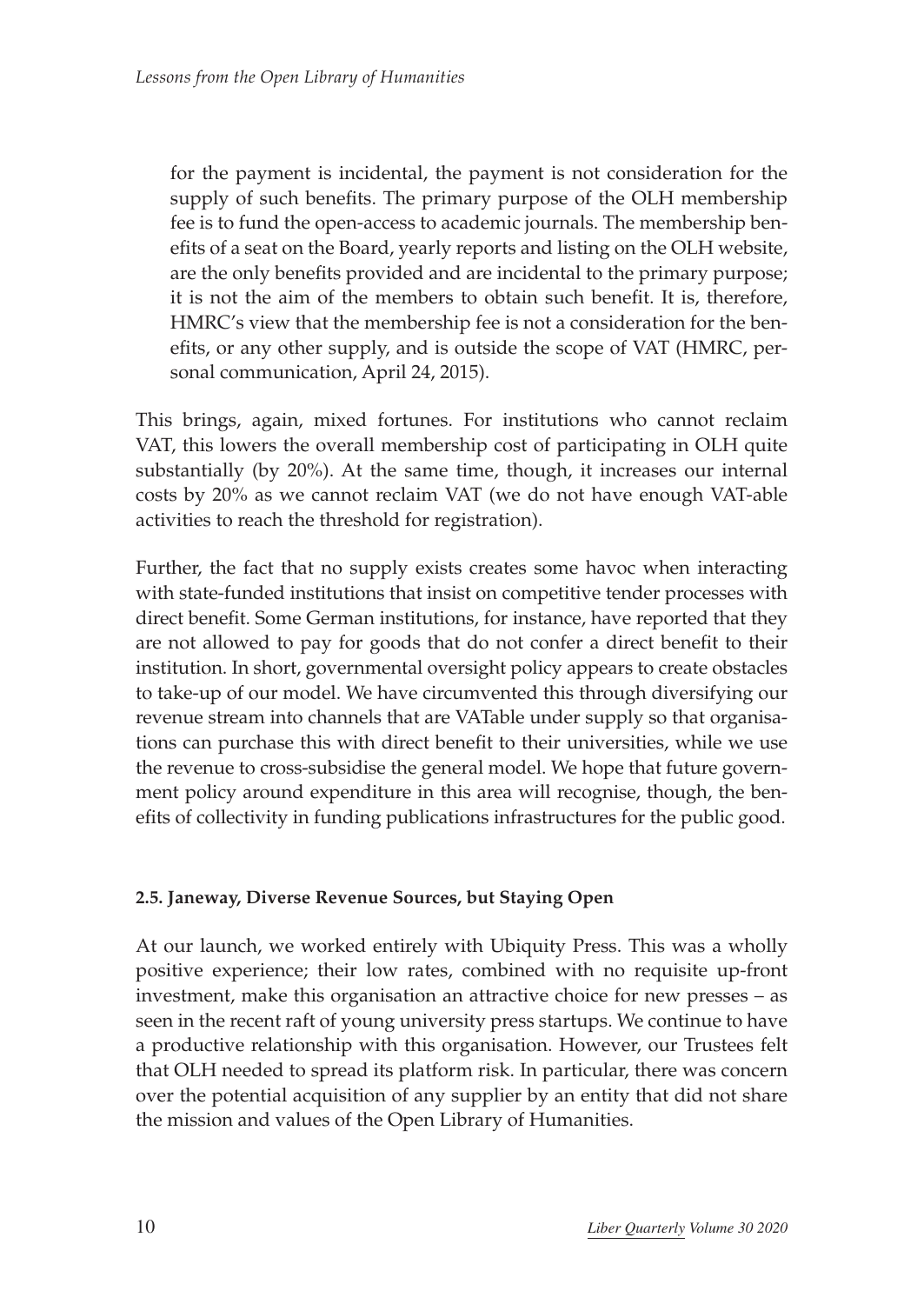> for the payment is incidental, the payment is not consideration for the supply of such benefits. The primary purpose of the OLH membership fee is to fund the open-access to academic journals. The membership benefits of a seat on the Board, yearly reports and listing on the OLH website, are the only benefits provided and are incidental to the primary purpose; it is not the aim of the members to obtain such benefit. It is, therefore, HMRC's view that the membership fee is not a consideration for the benefits, or any other supply, and is outside the scope of VAT (HMRC, personal communication, April 24, 2015).

This brings, again, mixed fortunes. For institutions who cannot reclaim VAT, this lowers the overall membership cost of participating in OLH quite substantially (by 20%). At the same time, though, it increases our internal costs by 20% as we cannot reclaim VAT (we do not have enough VAT-able activities to reach the threshold for registration).

Further, the fact that no supply exists creates some havoc when interacting with state-funded institutions that insist on competitive tender processes with direct benefit. Some German institutions, for instance, have reported that they are not allowed to pay for goods that do not confer a direct benefit to their institution. In short, governmental oversight policy appears to create obstacles to take-up of our model. We have circumvented this through diversifying our revenue stream into channels that are VATable under supply so that organisations can purchase this with direct benefit to their universities, while we use the revenue to cross-subsidise the general model. We hope that future government policy around expenditure in this area will recognise, though, the benefits of collectivity in funding publications infrastructures for the public good.

### 2.5. Janeway, Diverse Revenue Sources, but Staying Open

At our launch, we worked entirely with Ubiquity Press. This was a wholly positive experience; their low rates, combined with no requisite up-front investment, make this organisation an attractive choice for new presses – as seen in the recent raft of young university press startups. We continue to have a productive relationship with this organisation. However, our Trustees felt that OLH needed to spread its platform risk. In particular, there was concern over the potential acquisition of any supplier by an entity that did not share the mission and values of the Open Library of Humanities.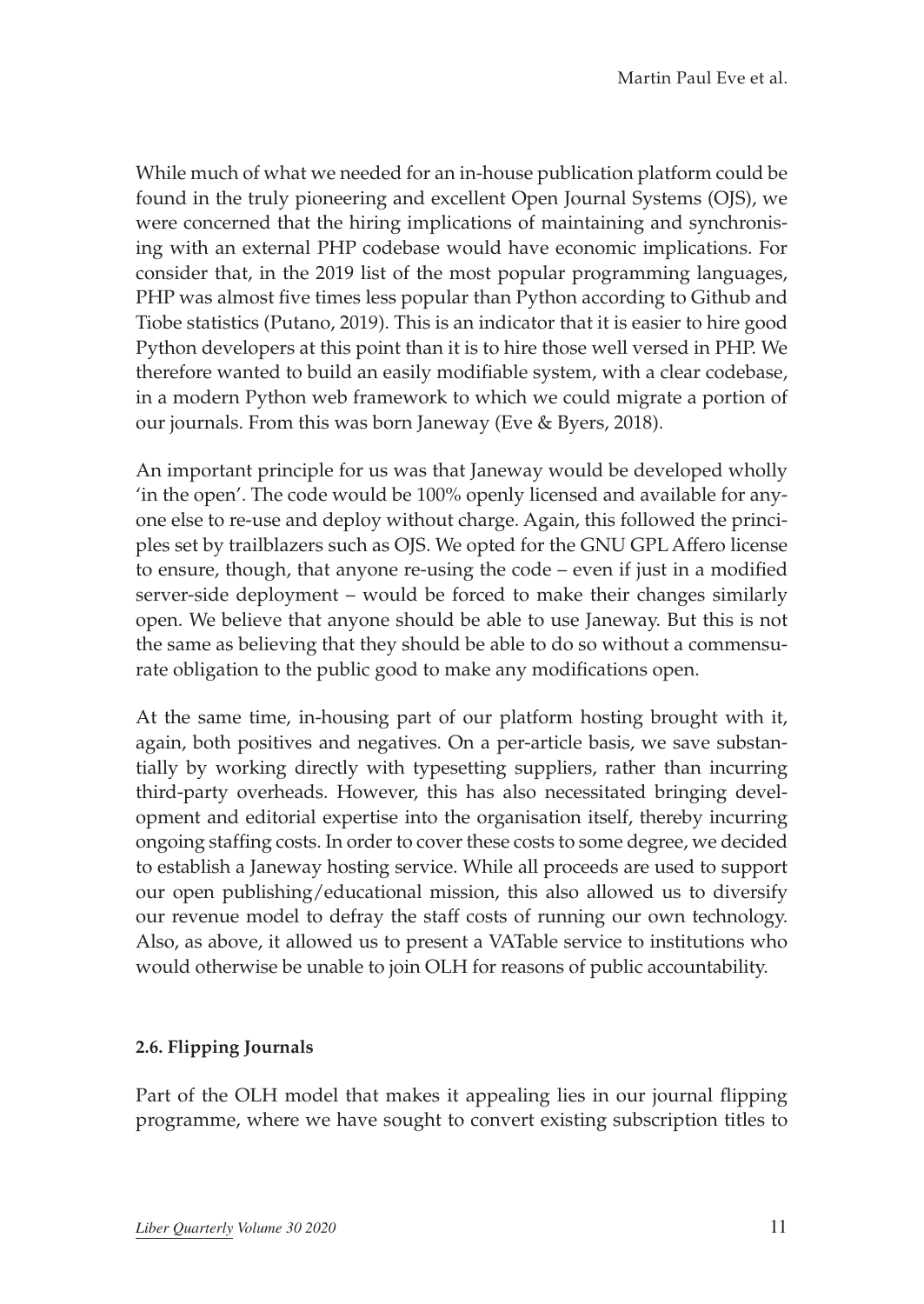While much of what we needed for an in-house publication platform could be found in the truly pioneering and excellent Open Journal Systems (OJS), we were concerned that the hiring implications of maintaining and synchronising with an external PHP codebase would have economic implications. For consider that, in the 2019 list of the most popular programming languages, PHP was almost five times less popular than Python according to Github and Tiobe statistics (Putano, 2019). This is an indicator that it is easier to hire good Python developers at this point than it is to hire those well versed in PHP. We therefore wanted to build an easily modifiable system, with a clear codebase, in a modern Python web framework to which we could migrate a portion of our journals. From this was born Janeway (Eve & Byers, 2018).

An important principle for us was that Janeway would be developed wholly 'in the open'. The code would be 100% openly licensed and available for anyone else to re-use and deploy without charge. Again, this followed the principles set by trailblazers such as OJS. We opted for the GNU GPL Affero license to ensure, though, that anyone re-using the code – even if just in a modified server-side deployment – would be forced to make their changes similarly open. We believe that anyone should be able to use Janeway. But this is not the same as believing that they should be able to do so without a commensurate obligation to the public good to make any modifications open.

At the same time, in-housing part of our platform hosting brought with it, again, both positives and negatives. On a per-article basis, we save substantially by working directly with typesetting suppliers, rather than incurring third-party overheads. However, this has also necessitated bringing development and editorial expertise into the organisation itself, thereby incurring ongoing staffing costs. In order to cover these costs to some degree, we decided to establish a Janeway hosting service. While all proceeds are used to support our open publishing/educational mission, this also allowed us to diversify our revenue model to defray the staff costs of running our own technology. Also, as above, it allowed us to present a VATable service to institutions who would otherwise be unable to join OLH for reasons of public accountability.

### 2.6. Flipping Journals

Part of the OLH model that makes it appealing lies in our journal flipping programme, where we have sought to convert existing subscription titles to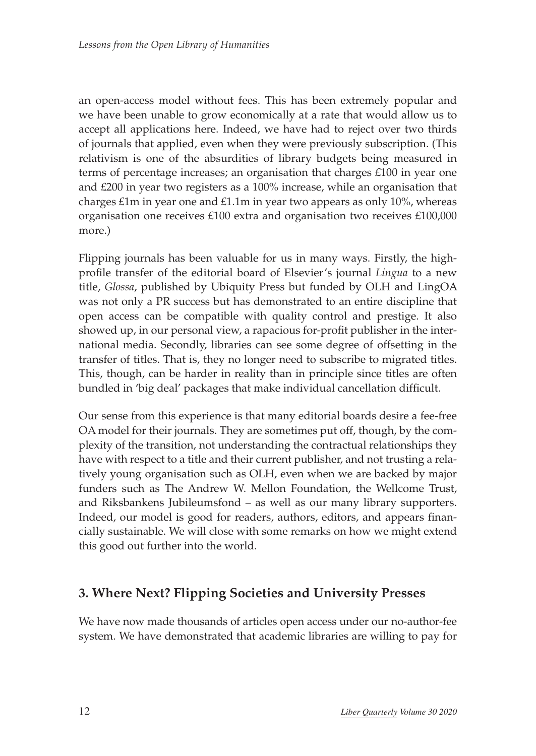an open-access model without fees. This has been extremely popular and we have been unable to grow economically at a rate that would allow us to accept all applications here. Indeed, we have had to reject over two thirds of journals that applied, even when they were previously subscription. (This relativism is one of the absurdities of library budgets being measured in terms of percentage increases; an organisation that charges £100 in year one and £200 in year two registers as a 100% increase, while an organisation that charges £1m in year one and £1.1m in year two appears as only 10%, whereas organisation one receives £100 extra and organisation two receives £100,000 more.)

Flipping journals has been valuable for us in many ways. Firstly, the high-profile transfer of the editorial board of Elsevier's journal *Lingua* to a new title, *Glossa*, published by Ubiquity Press but funded by OLH and LingOA was not only a PR success but has demonstrated to an entire discipline that open access can be compatible with quality control and prestige. It also showed up, in our personal view, a rapacious for-profit publisher in the international media. Secondly, libraries can see some degree of offsetting in the transfer of titles. That is, they no longer need to subscribe to migrated titles. This, though, can be harder in reality than in principle since titles are often bundled in 'big deal' packages that make individual cancellation difficult.

Our sense from this experience is that many editorial boards desire a fee-free OA model for their journals. They are sometimes put off, though, by the complexity of the transition, not understanding the contractual relationships they have with respect to a title and their current publisher, and not trusting a relatively young organisation such as OLH, even when we are backed by major funders such as The Andrew W. Mellon Foundation, the Wellcome Trust, and Riksbankens Jubileumsfond – as well as our many library supporters. Indeed, our model is good for readers, authors, editors, and appears financially sustainable. We will close with some remarks on how we might extend this good out further into the world.

## 3. Where Next? Flipping Societies and University Presses

We have now made thousands of articles open access under our no-author-fee system. We have demonstrated that academic libraries are willing to pay for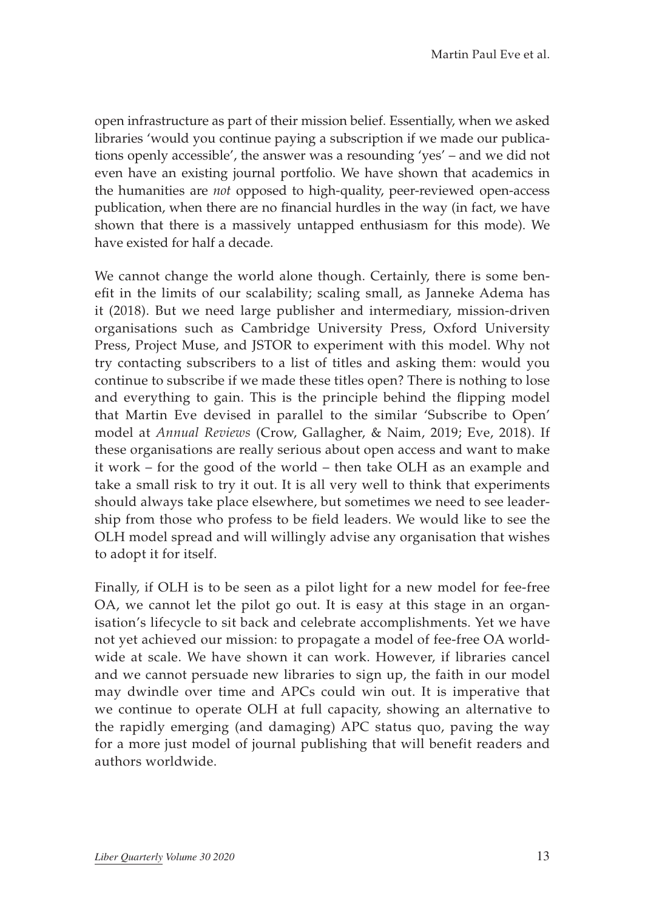open infrastructure as part of their mission belief. Essentially, when we asked libraries 'would you continue paying a subscription if we made our publications openly accessible', the answer was a resounding 'yes' – and we did not even have an existing journal portfolio. We have shown that academics in the humanities are *not* opposed to high-quality, peer-reviewed open-access publication, when there are no financial hurdles in the way (in fact, we have shown that there is a massively untapped enthusiasm for this mode). We have existed for half a decade.

We cannot change the world alone though. Certainly, there is some benefit in the limits of our scalability; scaling small, as Janneke Adema has it (2018). But we need large publisher and intermediary, mission-driven organisations such as Cambridge University Press, Oxford University Press, Project Muse, and JSTOR to experiment with this model. Why not try contacting subscribers to a list of titles and asking them: would you continue to subscribe if we made these titles open? There is nothing to lose and everything to gain. This is the principle behind the flipping model that Martin Eve devised in parallel to the similar 'Subscribe to Open' model at *Annual Reviews* (Crow, Gallagher, & Naim, 2019; Eve, 2018). If these organisations are really serious about open access and want to make it work – for the good of the world – then take OLH as an example and take a small risk to try it out. It is all very well to think that experiments should always take place elsewhere, but sometimes we need to see leadership from those who profess to be field leaders. We would like to see the OLH model spread and will willingly advise any organisation that wishes to adopt it for itself.

Finally, if OLH is to be seen as a pilot light for a new model for fee-free OA, we cannot let the pilot go out. It is easy at this stage in an organisation's lifecycle to sit back and celebrate accomplishments. Yet we have not yet achieved our mission: to propagate a model of fee-free OA worldwide at scale. We have shown it can work. However, if libraries cancel and we cannot persuade new libraries to sign up, the faith in our model may dwindle over time and APCs could win out. It is imperative that we continue to operate OLH at full capacity, showing an alternative to the rapidly emerging (and damaging) APC status quo, paving the way for a more just model of journal publishing that will benefit readers and authors worldwide.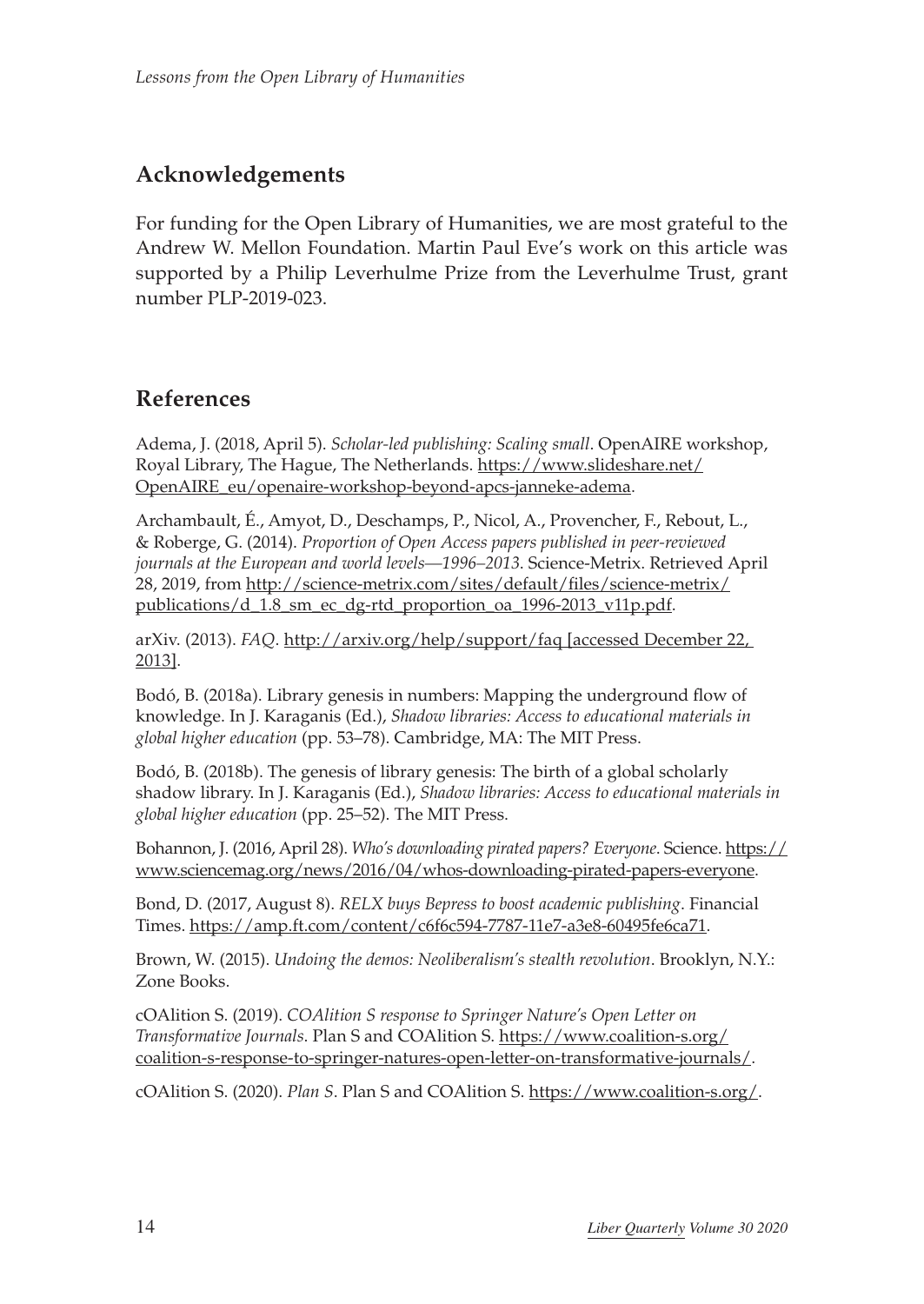## Acknowledgements

For funding for the Open Library of Humanities, we are most grateful to the Andrew W. Mellon Foundation. Martin Paul Eve's work on this article was supported by a Philip Leverhulme Prize from the Leverhulme Trust, grant number PLP-2019-023.

## References

Adema, J. (2018, April 5). *Scholar-led publishing: Scaling small*. OpenAIRE workshop, Royal Library, The Hague, The Netherlands. https://www.slideshare.net/OpenAIRE_eu/openaire-workshop-beyond-apcs-janneke-adema.

Archambault, É., Amyot, D., Deschamps, P., Nicol, A., Provencher, F., Rebout, L., & Roberge, G. (2014). *Proportion of Open Access papers published in peer-reviewed journals at the European and world levels—1996–2013*. Science-Metrix. Retrieved April 28, 2019, from http://science-metrix.com/sites/default/files/science-metrix/publications/d_1.8_sm_ec_dg-rtd_proportion_oa_1996-2013_v11p.pdf.

arXiv. (2013). *FAQ*. http://arxiv.org/help/support/faq [accessed December 22, 2013].

Bodó, B. (2018a). Library genesis in numbers: Mapping the underground flow of knowledge. In J. Karaganis (Ed.), *Shadow libraries: Access to educational materials in global higher education* (pp. 53–78). Cambridge, MA: The MIT Press.

Bodó, B. (2018b). The genesis of library genesis: The birth of a global scholarly shadow library. In J. Karaganis (Ed.), *Shadow libraries: Access to educational materials in global higher education* (pp. 25–52). The MIT Press.

Bohannon, J. (2016, April 28). *Who's downloading pirated papers? Everyone*. Science. https://www.sciencemag.org/news/2016/04/whos-downloading-pirated-papers-everyone.

Bond, D. (2017, August 8). *RELX buys Bepress to boost academic publishing*. Financial Times. https://amp.ft.com/content/c6f6c594-7787-11e7-a3e8-60495fe6ca71.

Brown, W. (2015). *Undoing the demos: Neoliberalism's stealth revolution*. Brooklyn, N.Y.: Zone Books.

cOAlition S. (2019). *COAlition S response to Springer Nature's Open Letter on Transformative Journals*. Plan S and COAlition S. https://www.coalition-s.org/coalition-s-response-to-springer-natures-open-letter-on-transformative-journals/.

cOAlition S. (2020). *Plan S*. Plan S and COAlition S. https://www.coalition-s.org/.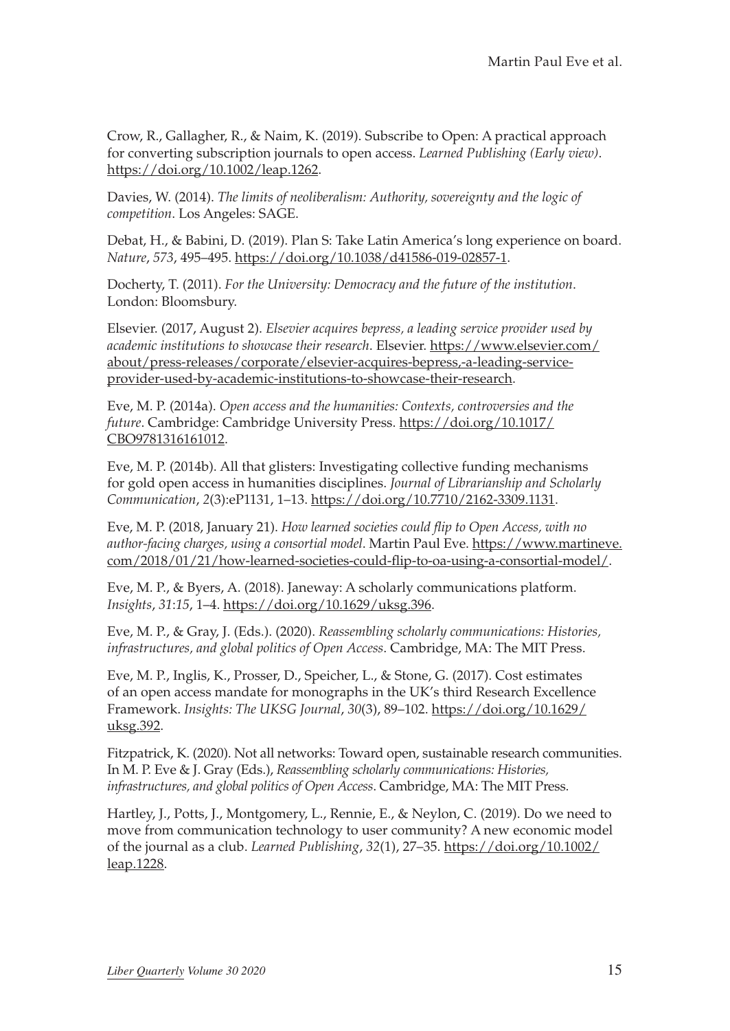Crow, R., Gallagher, R., & Naim, K. (2019). Subscribe to Open: A practical approach for converting subscription journals to open access. *Learned Publishing (Early view)*. https://doi.org/10.1002/leap.1262.

Davies, W. (2014). *The limits of neoliberalism: Authority, sovereignty and the logic of competition*. Los Angeles: SAGE.

Debat, H., & Babini, D. (2019). Plan S: Take Latin America's long experience on board. *Nature*, *573*, 495–495. https://doi.org/10.1038/d41586-019-02857-1.

Docherty, T. (2011). *For the University: Democracy and the future of the institution*. London: Bloomsbury.

Elsevier. (2017, August 2). *Elsevier acquires bepress, a leading service provider used by academic institutions to showcase their research*. Elsevier. https://www.elsevier.com/about/press-releases/corporate/elsevier-acquires-bepress,-a-leading-service-provider-used-by-academic-institutions-to-showcase-their-research.

Eve, M. P. (2014a). *Open access and the humanities: Contexts, controversies and the future*. Cambridge: Cambridge University Press. https://doi.org/10.1017/CBO9781316161012.

Eve, M. P. (2014b). All that glisters: Investigating collective funding mechanisms for gold open access in humanities disciplines. *Journal of Librarianship and Scholarly Communication*, *2*(3):eP1131, 1–13. https://doi.org/10.7710/2162-3309.1131.

Eve, M. P. (2018, January 21). *How learned societies could flip to Open Access, with no author-facing charges, using a consortial model*. Martin Paul Eve. https://www.martineve.com/2018/01/21/how-learned-societies-could-flip-to-oa-using-a-consortial-model/.

Eve, M. P., & Byers, A. (2018). Janeway: A scholarly communications platform. *Insights*, *31*:*15*, 1–4. https://doi.org/10.1629/uksg.396.

Eve, M. P., & Gray, J. (Eds.). (2020). *Reassembling scholarly communications: Histories, infrastructures, and global politics of Open Access*. Cambridge, MA: The MIT Press.

Eve, M. P., Inglis, K., Prosser, D., Speicher, L., & Stone, G. (2017). Cost estimates of an open access mandate for monographs in the UK's third Research Excellence Framework. *Insights: The UKSG Journal*, *30*(3), 89–102. https://doi.org/10.1629/uksg.392.

Fitzpatrick, K. (2020). Not all networks: Toward open, sustainable research communities. In M. P. Eve & J. Gray (Eds.), *Reassembling scholarly communications: Histories, infrastructures, and global politics of Open Access*. Cambridge, MA: The MIT Press.

Hartley, J., Potts, J., Montgomery, L., Rennie, E., & Neylon, C. (2019). Do we need to move from communication technology to user community? A new economic model of the journal as a club. *Learned Publishing*, *32*(1), 27–35. https://doi.org/10.1002/leap.1228.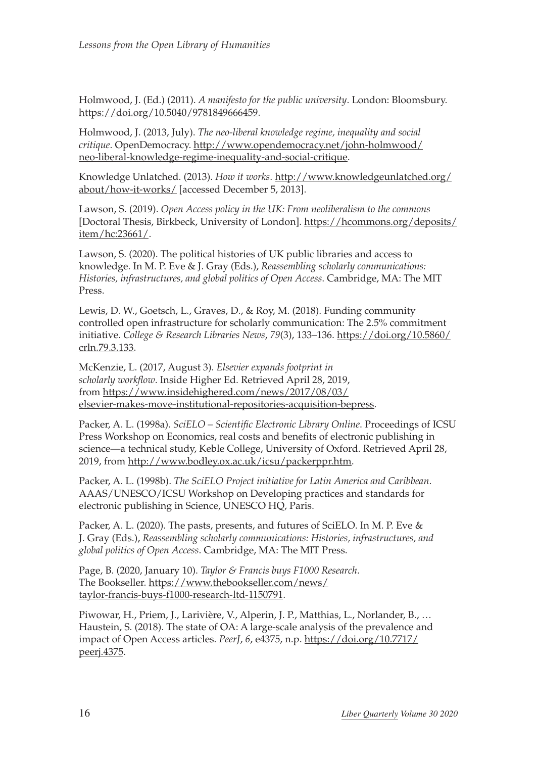Holmwood, J. (Ed.) (2011). *A manifesto for the public university*. London: Bloomsbury. https://doi.org/10.5040/9781849666459.

Holmwood, J. (2013, July). *The neo-liberal knowledge regime, inequality and social critique*. OpenDemocracy. http://www.opendemocracy.net/john-holmwood/neo-liberal-knowledge-regime-inequality-and-social-critique.

Knowledge Unlatched. (2013). *How it works*. http://www.knowledgeunlatched.org/about/how-it-works/ [accessed December 5, 2013].

Lawson, S. (2019). *Open Access policy in the UK: From neoliberalism to the commons* [Doctoral Thesis, Birkbeck, University of London]. https://hcommons.org/deposits/item/hc:23661/.

Lawson, S. (2020). The political histories of UK public libraries and access to knowledge. In M. P. Eve & J. Gray (Eds.), *Reassembling scholarly communications: Histories, infrastructures, and global politics of Open Access*. Cambridge, MA: The MIT Press.

Lewis, D. W., Goetsch, L., Graves, D., & Roy, M. (2018). Funding community controlled open infrastructure for scholarly communication: The 2.5% commitment initiative. *College & Research Libraries News*, *79*(3), 133–136. https://doi.org/10.5860/crln.79.3.133.

McKenzie, L. (2017, August 3). *Elsevier expands footprint in scholarly workflow*. Inside Higher Ed. Retrieved April 28, 2019, from https://www.insidehighered.com/news/2017/08/03/elsevier-makes-move-institutional-repositories-acquisition-bepress.

Packer, A. L. (1998a). *SciELO – Scientific Electronic Library Online*. Proceedings of ICSU Press Workshop on Economics, real costs and benefits of electronic publishing in science—a technical study, Keble College, University of Oxford. Retrieved April 28, 2019, from http://www.bodley.ox.ac.uk/icsu/packerppr.htm.

Packer, A. L. (1998b). *The SciELO Project initiative for Latin America and Caribbean*. AAAS/UNESCO/ICSU Workshop on Developing practices and standards for electronic publishing in Science, UNESCO HQ, Paris.

Packer, A. L. (2020). The pasts, presents, and futures of SciELO. In M. P. Eve & J. Gray (Eds.), *Reassembling scholarly communications: Histories, infrastructures, and global politics of Open Access*. Cambridge, MA: The MIT Press.

Page, B. (2020, January 10). *Taylor & Francis buys F1000 Research*. The Bookseller. https://www.thebookseller.com/news/taylor-francis-buys-f1000-research-ltd-1150791.

Piwowar, H., Priem, J., Larivière, V., Alperin, J. P., Matthias, L., Norlander, B., … Haustein, S. (2018). The state of OA: A large-scale analysis of the prevalence and impact of Open Access articles. *PeerJ*, *6*, e4375, n.p. https://doi.org/10.7717/peerj.4375.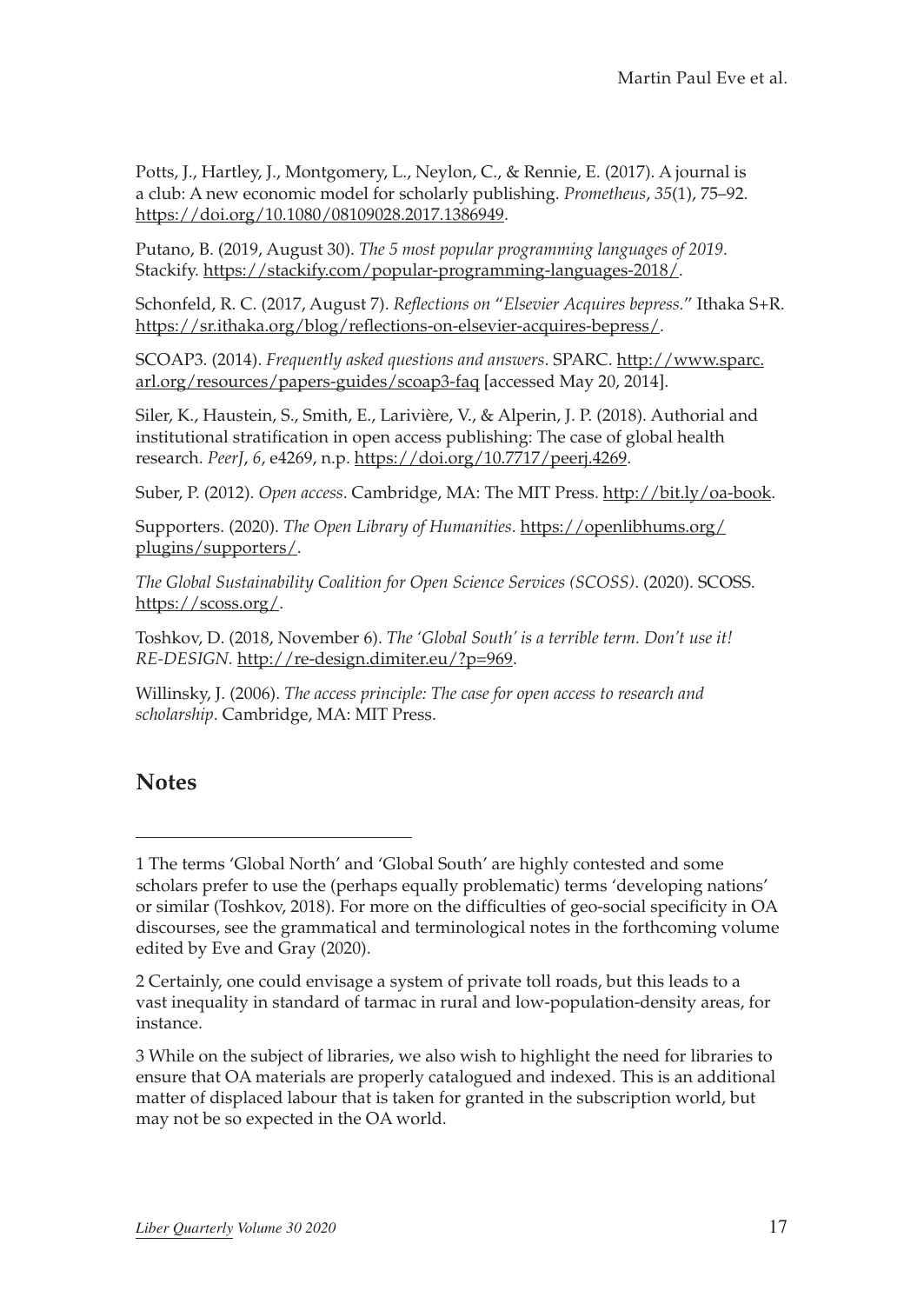Potts, J., Hartley, J., Montgomery, L., Neylon, C., & Rennie, E. (2017). A journal is a club: A new economic model for scholarly publishing. *Prometheus*, *35*(1), 75–92. https://doi.org/10.1080/08109028.2017.1386949.

Putano, B. (2019, August 30). *The 5 most popular programming languages of 2019*. Stackify. https://stackify.com/popular-programming-languages-2018/.

Schonfeld, R. C. (2017, August 7). *Reflections on "Elsevier Acquires bepress."* Ithaka S+R. https://sr.ithaka.org/blog/reflections-on-elsevier-acquires-bepress/.

SCOAP3. (2014). *Frequently asked questions and answers*. SPARC. http://www.sparc.arl.org/resources/papers-guides/scoap3-faq [accessed May 20, 2014].

Siler, K., Haustein, S., Smith, E., Larivière, V., & Alperin, J. P. (2018). Authorial and institutional stratification in open access publishing: The case of global health research. *PeerJ*, *6*, e4269, n.p. https://doi.org/10.7717/peerj.4269.

Suber, P. (2012). *Open access*. Cambridge, MA: The MIT Press. http://bit.ly/oa-book.

Supporters. (2020). *The Open Library of Humanities*. https://openlibhums.org/plugins/supporters/.

*The Global Sustainability Coalition for Open Science Services (SCOSS)*. (2020). SCOSS. https://scoss.org/.

Toshkov, D. (2018, November 6). *The 'Global South' is a terrible term. Don't use it! RE-DESIGN.* http://re-design.dimiter.eu/?p=969.

Willinsky, J. (2006). *The access principle: The case for open access to research and scholarship*. Cambridge, MA: MIT Press.

## Notes

1 The terms 'Global North' and 'Global South' are highly contested and some scholars prefer to use the (perhaps equally problematic) terms 'developing nations' or similar (Toshkov, 2018). For more on the difficulties of geo-social specificity in OA discourses, see the grammatical and terminological notes in the forthcoming volume edited by Eve and Gray (2020).

2 Certainly, one could envisage a system of private toll roads, but this leads to a vast inequality in standard of tarmac in rural and low-population-density areas, for instance.

3 While on the subject of libraries, we also wish to highlight the need for libraries to ensure that OA materials are properly catalogued and indexed. This is an additional matter of displaced labour that is taken for granted in the subscription world, but may not be so expected in the OA world.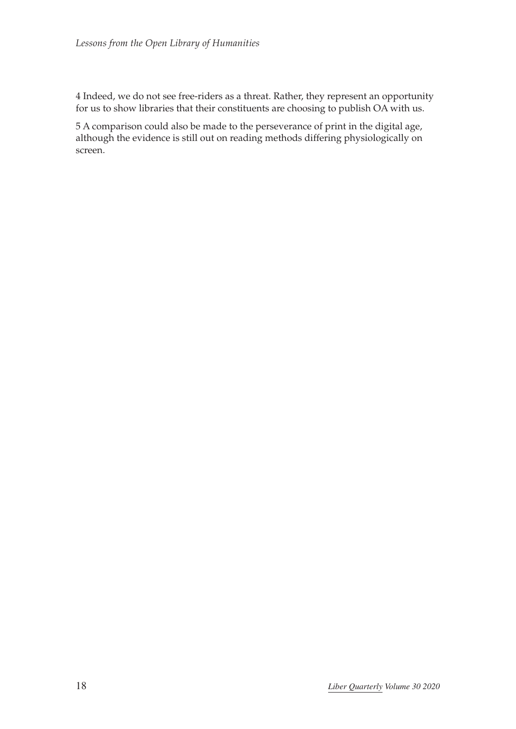4 Indeed, we do not see free-riders as a threat. Rather, they represent an opportunity for us to show libraries that their constituents are choosing to publish OA with us.

5 A comparison could also be made to the perseverance of print in the digital age, although the evidence is still out on reading methods differing physiologically on screen.